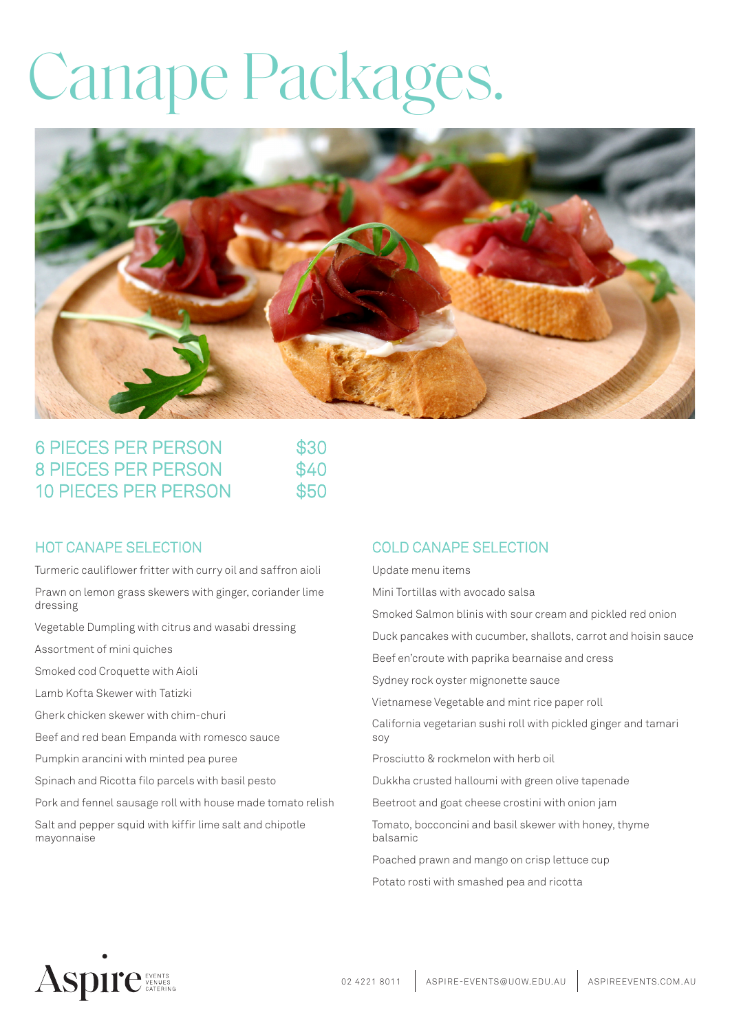# Canape Packages.

| | |
|---|---|
| 6 PIECES PER PERSON | $30 |
| 8 PIECES PER PERSON | $40 |
| 10 PIECES PER PERSON | $50 |

## HOT CANAPE SELECTION

Turmeric cauliflower fritter with curry oil and saffron aioli

Prawn on lemon grass skewers with ginger, coriander lime dressing

Vegetable Dumpling with citrus and wasabi dressing

Assortment of mini quiches

Smoked cod Croquette with Aioli

Lamb Kofta Skewer with Tatizki

Gherk chicken skewer with chim-churi

Beef and red bean Empanda with romesco sauce

Pumpkin arancini with minted pea puree

Spinach and Ricotta filo parcels with basil pesto

Pork and fennel sausage roll with house made tomato relish

Salt and pepper squid with kiffir lime salt and chipotle mayonnaise

## COLD CANAPE SELECTION

Update menu items

Mini Tortillas with avocado salsa

Smoked Salmon blinis with sour cream and pickled red onion

Duck pancakes with cucumber, shallots, carrot and hoisin sauce

Beef en'croute with paprika bearnaise and cress

Sydney rock oyster mignonette sauce

Vietnamese Vegetable and mint rice paper roll

California vegetarian sushi roll with pickled ginger and tamari soy

Prosciutto & rockmelon with herb oil

Dukkha crusted halloumi with green olive tapenade

Beetroot and goat cheese crostini with onion jam

Tomato, bocconcini and basil skewer with honey, thyme balsamic

Poached prawn and mango on crisp lettuce cup

Potato rosti with smashed pea and ricotta

Aspire EVENTS VENUES CATERING

02 4221 8011 | ASPIRE-EVENTS@UOW.EDU.AU | ASPIREEVENTS.COM.AU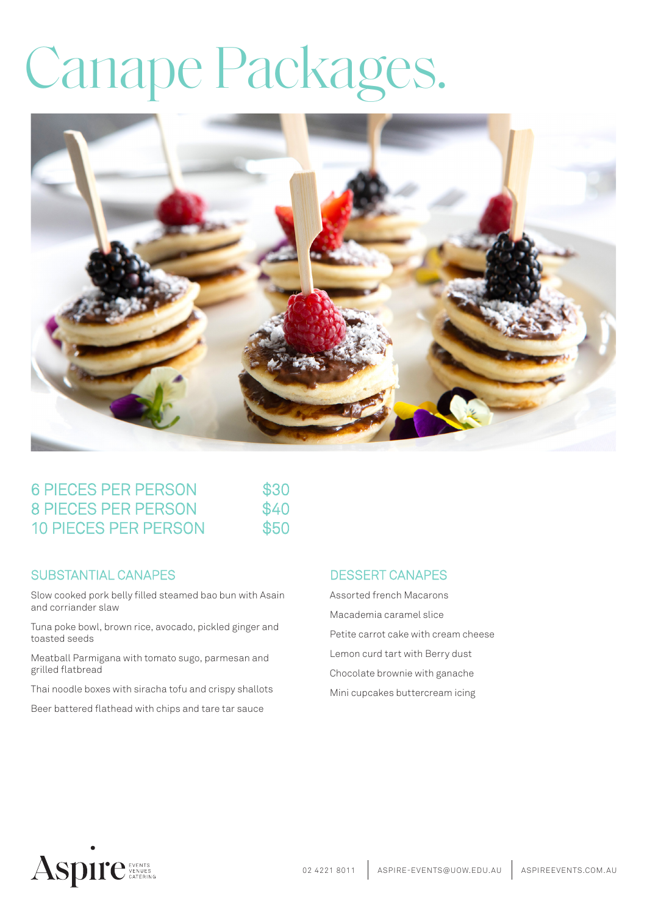# Canape Packages.

| | |
|---|---|
| 6 PIECES PER PERSON | $30 |
| 8 PIECES PER PERSON | $40 |
| 10 PIECES PER PERSON | $50 |

## SUBSTANTIAL CANAPES

Slow cooked pork belly filled steamed bao bun with Asain and corriander slaw

Tuna poke bowl, brown rice, avocado, pickled ginger and toasted seeds

Meatball Parmigana with tomato sugo, parmesan and grilled flatbread

Thai noodle boxes with siracha tofu and crispy shallots

Beer battered flathead with chips and tare tar sauce

## DESSERT CANAPES

Assorted french Macarons

Macadamia caramel slice

Petite carrot cake with cream cheese

Lemon curd tart with Berry dust

Chocolate brownie with ganache

Mini cupcakes buttercream icing

Aspire EVENTS VENUES CATERING

02 4221 8011 | ASPIRE-EVENTS@UOW.EDU.AU | ASPIREEVENTS.COM.AU